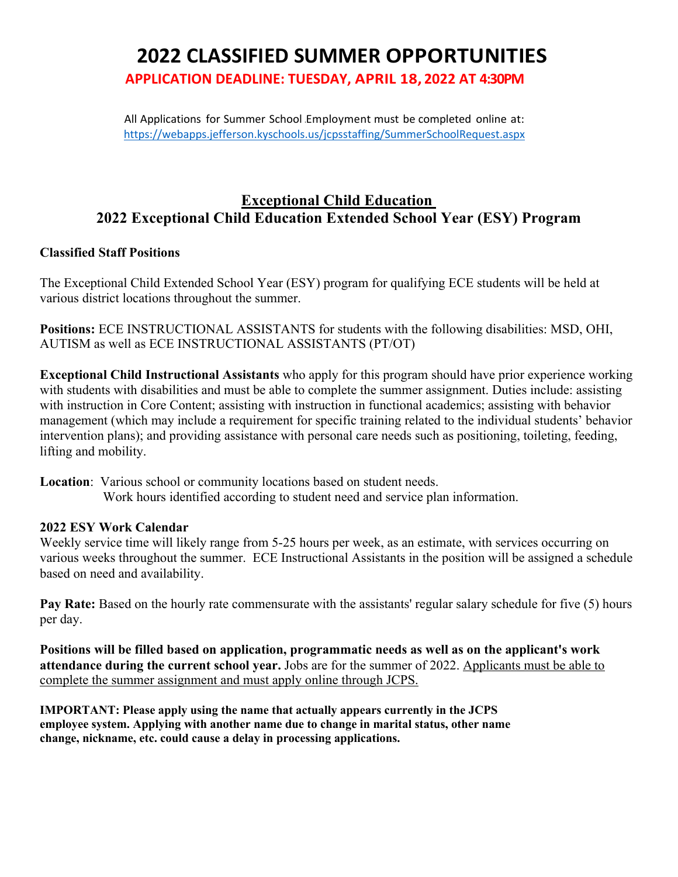# 2022 CLASSIFIED SUMMER OPPORTUNITIES

**APPLICATION DEADLINE: TUESDAY, APRIL 18, 2022 AT 4:30PM**

All Applications for Summer School Employment must be completed online at: https://webapps.jefferson.kyschools.us/jcpsstaffing/SummerSchoolRequest.aspx

## Exceptional Child Education

## 2022 Exceptional Child Education Extended School Year (ESY) Program

**Classified Staff Positions**

The Exceptional Child Extended School Year (ESY) program for qualifying ECE students will be held at various district locations throughout the summer.

**Positions:** ECE INSTRUCTIONAL ASSISTANTS for students with the following disabilities: MSD, OHI, AUTISM as well as ECE INSTRUCTIONAL ASSISTANTS (PT/OT)

**Exceptional Child Instructional Assistants** who apply for this program should have prior experience working with students with disabilities and must be able to complete the summer assignment. Duties include: assisting with instruction in Core Content; assisting with instruction in functional academics; assisting with behavior management (which may include a requirement for specific training related to the individual students' behavior intervention plans); and providing assistance with personal care needs such as positioning, toileting, feeding, lifting and mobility.

**Location**: Various school or community locations based on student needs.
Work hours identified according to student need and service plan information.

**2022 ESY Work Calendar**
Weekly service time will likely range from 5-25 hours per week, as an estimate, with services occurring on various weeks throughout the summer. ECE Instructional Assistants in the position will be assigned a schedule based on need and availability.

**Pay Rate:** Based on the hourly rate commensurate with the assistants' regular salary schedule for five (5) hours per day.

**Positions will be filled based on application, programmatic needs as well as on the applicant's work attendance during the current school year.** Jobs are for the summer of 2022. Applicants must be able to complete the summer assignment and must apply online through JCPS.

**IMPORTANT: Please apply using the name that actually appears currently in the JCPS employee system. Applying with another name due to change in marital status, other name change, nickname, etc. could cause a delay in processing applications.**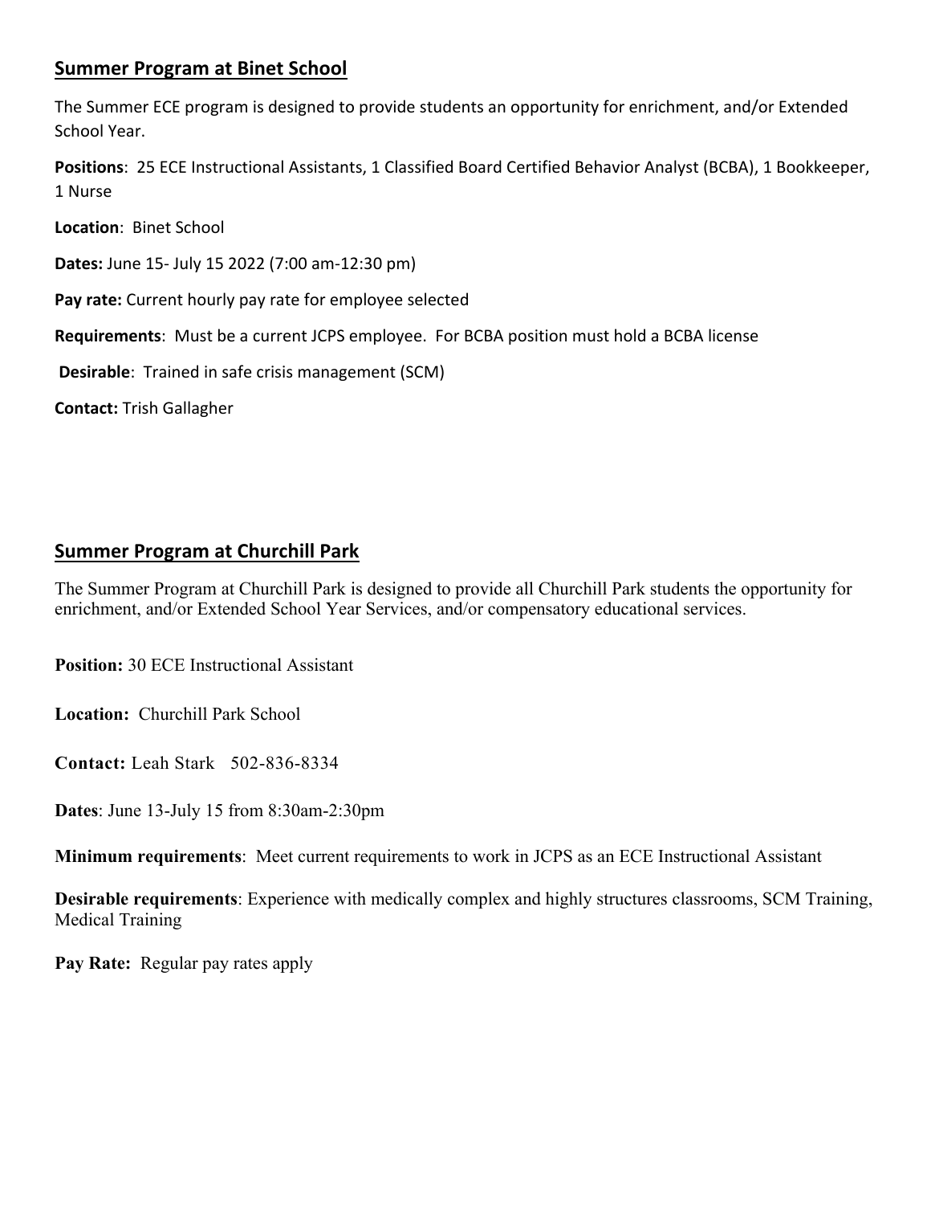## Summer Program at Binet School

The Summer ECE program is designed to provide students an opportunity for enrichment, and/or Extended School Year.

**Positions**: 25 ECE Instructional Assistants, 1 Classified Board Certified Behavior Analyst (BCBA), 1 Bookkeeper, 1 Nurse

**Location**: Binet School

**Dates:** June 15- July 15 2022 (7:00 am-12:30 pm)

**Pay rate:** Current hourly pay rate for employee selected

**Requirements**: Must be a current JCPS employee. For BCBA position must hold a BCBA license

**Desirable**: Trained in safe crisis management (SCM)

**Contact:** Trish Gallagher

## Summer Program at Churchill Park

The Summer Program at Churchill Park is designed to provide all Churchill Park students the opportunity for enrichment, and/or Extended School Year Services, and/or compensatory educational services.

**Position:** 30 ECE Instructional Assistant

**Location:** Churchill Park School

**Contact:** Leah Stark 502-836-8334

**Dates**: June 13-July 15 from 8:30am-2:30pm

**Minimum requirements**: Meet current requirements to work in JCPS as an ECE Instructional Assistant

**Desirable requirements**: Experience with medically complex and highly structures classrooms, SCM Training, Medical Training

**Pay Rate:** Regular pay rates apply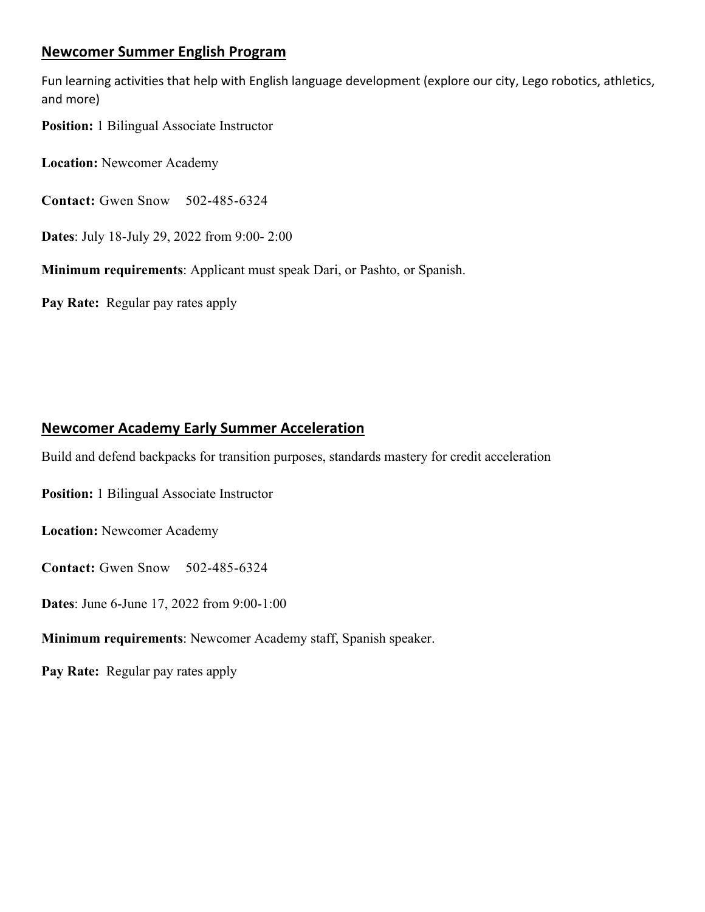## Newcomer Summer English Program

Fun learning activities that help with English language development (explore our city, Lego robotics, athletics, and more)

**Position:** 1 Bilingual Associate Instructor

**Location:** Newcomer Academy

**Contact:** Gwen Snow 502-485-6324

**Dates**: July 18-July 29, 2022 from 9:00- 2:00

**Minimum requirements**: Applicant must speak Dari, or Pashto, or Spanish.

**Pay Rate:** Regular pay rates apply

## Newcomer Academy Early Summer Acceleration

Build and defend backpacks for transition purposes, standards mastery for credit acceleration

**Position:** 1 Bilingual Associate Instructor

**Location:** Newcomer Academy

**Contact:** Gwen Snow 502-485-6324

**Dates**: June 6-June 17, 2022 from 9:00-1:00

**Minimum requirements**: Newcomer Academy staff, Spanish speaker.

**Pay Rate:** Regular pay rates apply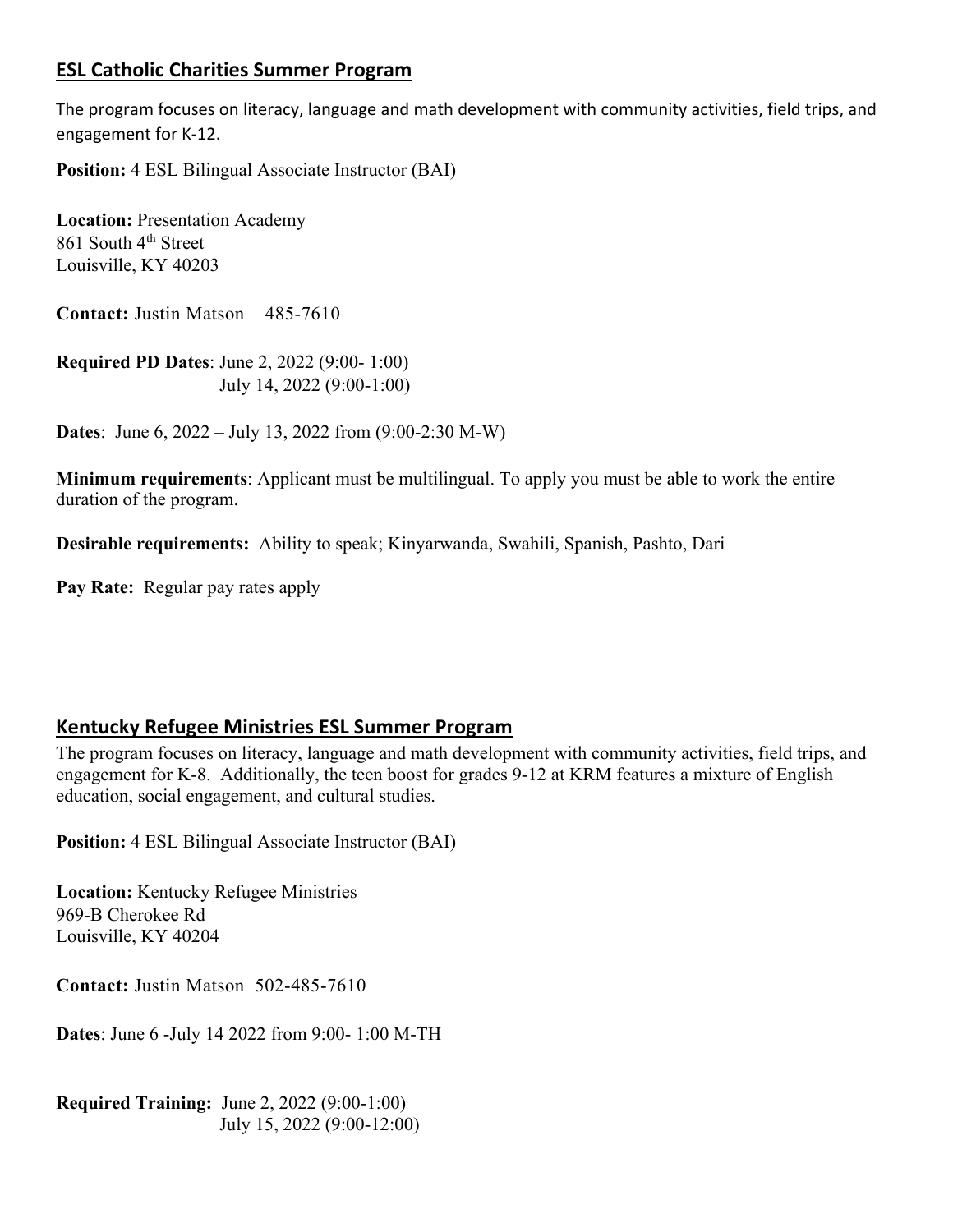## ESL Catholic Charities Summer Program

The program focuses on literacy, language and math development with community activities, field trips, and engagement for K-12.

**Position:** 4 ESL Bilingual Associate Instructor (BAI)

**Location:** Presentation Academy
861 South 4th Street
Louisville, KY 40203

**Contact:** Justin Matson 485-7610

**Required PD Dates**: June 2, 2022 (9:00- 1:00)
July 14, 2022 (9:00-1:00)

**Dates**: June 6, 2022 – July 13, 2022 from (9:00-2:30 M-W)

**Minimum requirements**: Applicant must be multilingual. To apply you must be able to work the entire duration of the program.

**Desirable requirements:** Ability to speak; Kinyarwanda, Swahili, Spanish, Pashto, Dari

**Pay Rate:** Regular pay rates apply

## Kentucky Refugee Ministries ESL Summer Program

The program focuses on literacy, language and math development with community activities, field trips, and engagement for K-8. Additionally, the teen boost for grades 9-12 at KRM features a mixture of English education, social engagement, and cultural studies.

**Position:** 4 ESL Bilingual Associate Instructor (BAI)

**Location:** Kentucky Refugee Ministries
969-B Cherokee Rd
Louisville, KY 40204

**Contact:** Justin Matson 502-485-7610

**Dates**: June 6 -July 14 2022 from 9:00- 1:00 M-TH

**Required Training:** June 2, 2022 (9:00-1:00)
July 15, 2022 (9:00-12:00)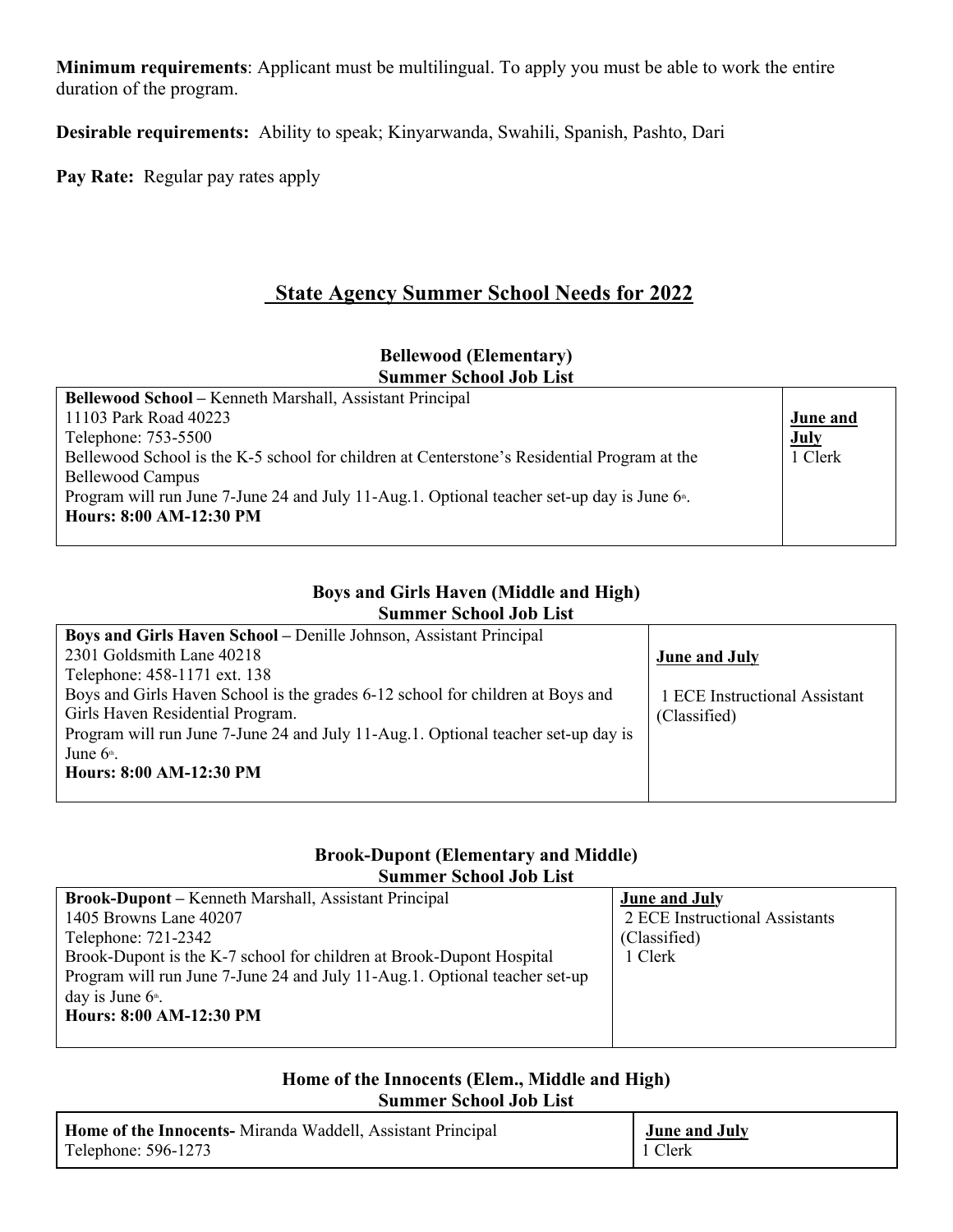**Minimum requirements**: Applicant must be multilingual. To apply you must be able to work the entire duration of the program.

**Desirable requirements:** Ability to speak; Kinyarwanda, Swahili, Spanish, Pashto, Dari

**Pay Rate:** Regular pay rates apply

## State Agency Summer School Needs for 2022

### Bellewood (Elementary)
### Summer School Job List

| **Bellewood School –** Kenneth Marshall, Assistant Principal<br>11103 Park Road 40223<br>Telephone: 753-5500<br>Bellewood School is the K-5 school for children at Centerstone's Residential Program at the Bellewood Campus<br>Program will run June 7-June 24 and July 11-Aug.1. Optional teacher set-up day is June 6th.<br>**Hours: 8:00 AM-12:30 PM** | **June and July**<br>1 Clerk |
|---|---|

### Boys and Girls Haven (Middle and High)
### Summer School Job List

| **Boys and Girls Haven School –** Denille Johnson, Assistant Principal<br>2301 Goldsmith Lane 40218<br>Telephone: 458-1171 ext. 138<br>Boys and Girls Haven School is the grades 6-12 school for children at Boys and Girls Haven Residential Program.<br>Program will run June 7-June 24 and July 11-Aug.1. Optional teacher set-up day is June 6th.<br>**Hours: 8:00 AM-12:30 PM** | **June and July**<br>1 ECE Instructional Assistant (Classified) |
|---|---|

### Brook-Dupont (Elementary and Middle)
### Summer School Job List

| **Brook-Dupont –** Kenneth Marshall, Assistant Principal<br>1405 Browns Lane 40207<br>Telephone: 721-2342<br>Brook-Dupont is the K-7 school for children at Brook-Dupont Hospital<br>Program will run June 7-June 24 and July 11-Aug.1. Optional teacher set-up day is June 6th.<br>**Hours: 8:00 AM-12:30 PM** | **June and July**<br>2 ECE Instructional Assistants (Classified)<br>1 Clerk |
|---|---|

### Home of the Innocents (Elem., Middle and High)
### Summer School Job List

| **Home of the Innocents-** Miranda Waddell, Assistant Principal<br>Telephone: 596-1273 | **June and July**<br>1 Clerk |
|---|---|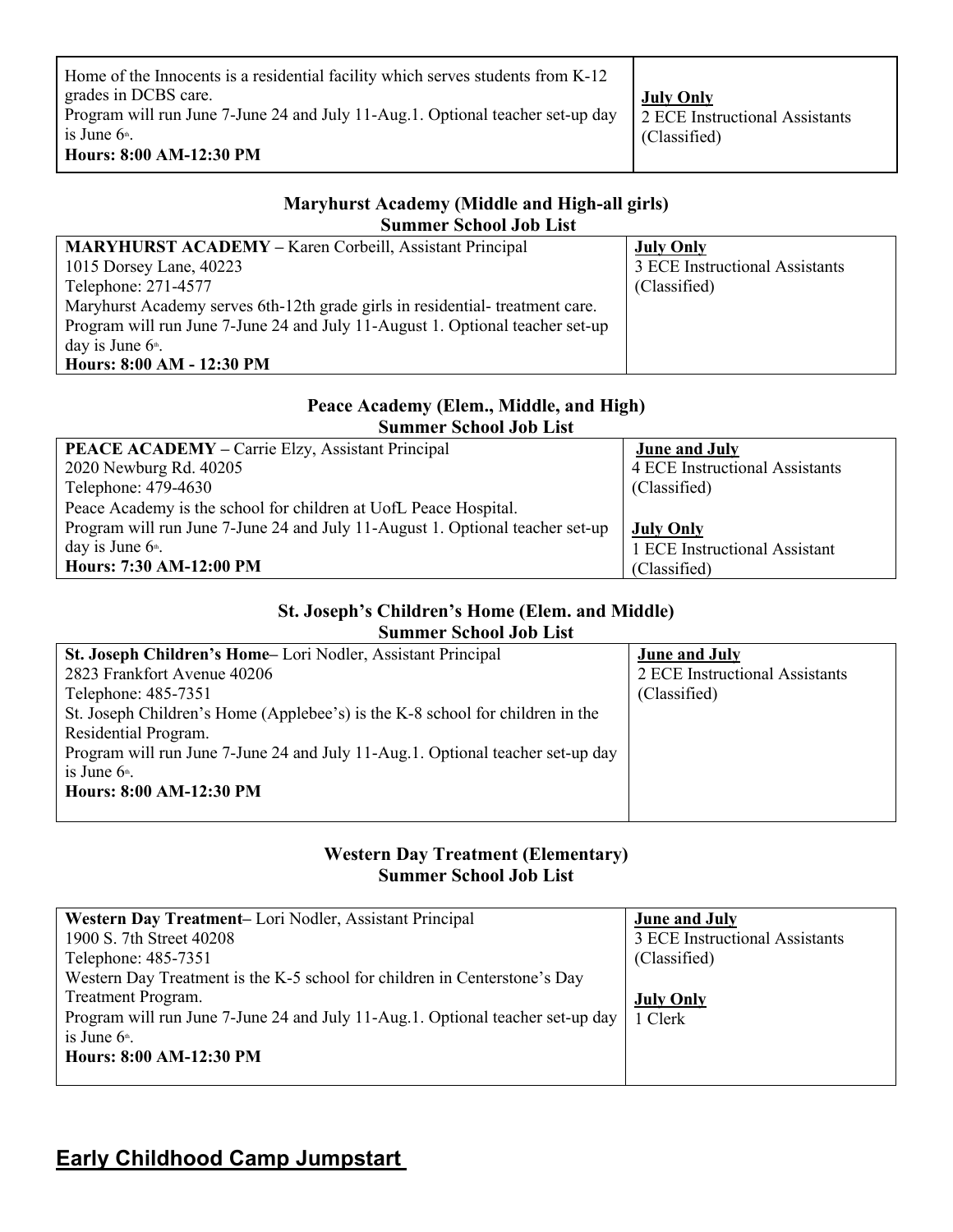| Home of the Innocents is a residential facility which serves students from K-12 grades in DCBS care.<br>Program will run June 7-June 24 and July 11-Aug.1. Optional teacher set-up day is June 6th.<br>**Hours: 8:00 AM-12:30 PM** | **July Only**<br>2 ECE Instructional Assistants (Classified) |
|---|---|

**Maryhurst Academy (Middle and High-all girls)**
**Summer School Job List**

| **MARYHURST ACADEMY** – Karen Corbeill, Assistant Principal<br>1015 Dorsey Lane, 40223<br>Telephone: 271-4577<br>Maryhurst Academy serves 6th-12th grade girls in residential- treatment care.<br>Program will run June 7-June 24 and July 11-August 1. Optional teacher set-up day is June 6th.<br>**Hours: 8:00 AM - 12:30 PM** | **July Only**<br>3 ECE Instructional Assistants (Classified) |
|---|---|

**Peace Academy (Elem., Middle, and High)**
**Summer School Job List**

| **PEACE ACADEMY** – Carrie Elzy, Assistant Principal<br>2020 Newburg Rd. 40205<br>Telephone: 479-4630<br>Peace Academy is the school for children at UofL Peace Hospital.<br>Program will run June 7-June 24 and July 11-August 1. Optional teacher set-up day is June 6th.<br>**Hours: 7:30 AM-12:00 PM** | **June and July**<br>4 ECE Instructional Assistants (Classified)<br><br>**July Only**<br>1 ECE Instructional Assistant (Classified) |
|---|---|

**St. Joseph's Children's Home (Elem. and Middle)**
**Summer School Job List**

| **St. Joseph Children's Home**– Lori Nodler, Assistant Principal<br>2823 Frankfort Avenue 40206<br>Telephone: 485-7351<br>St. Joseph Children's Home (Applebee's) is the K-8 school for children in the Residential Program.<br>Program will run June 7-June 24 and July 11-Aug.1. Optional teacher set-up day is June 6th.<br>**Hours: 8:00 AM-12:30 PM** | **June and July**<br>2 ECE Instructional Assistants (Classified) |
|---|---|

**Western Day Treatment (Elementary)**
**Summer School Job List**

| **Western Day Treatment**– Lori Nodler, Assistant Principal<br>1900 S. 7th Street 40208<br>Telephone: 485-7351<br>Western Day Treatment is the K-5 school for children in Centerstone's Day Treatment Program.<br>Program will run June 7-June 24 and July 11-Aug.1. Optional teacher set-up day is June 6th.<br>**Hours: 8:00 AM-12:30 PM** | **June and July**<br>3 ECE Instructional Assistants (Classified)<br><br>**July Only**<br>1 Clerk |
|---|---|

## Early Childhood Camp Jumpstart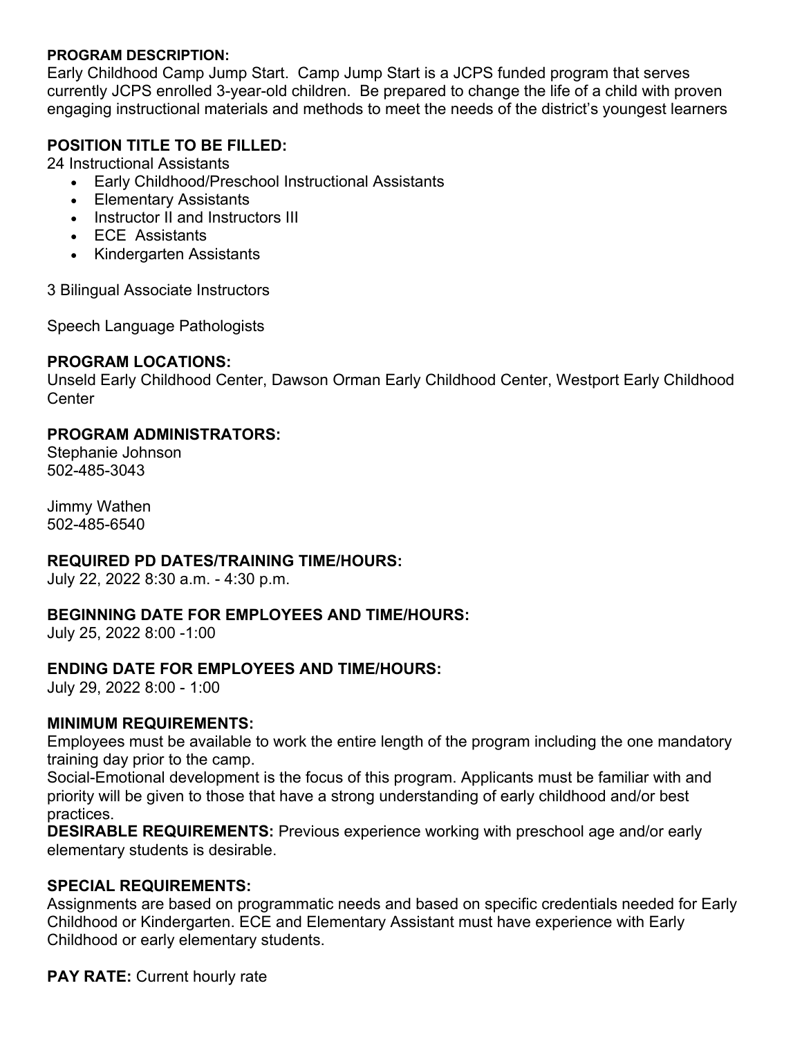**PROGRAM DESCRIPTION:**
Early Childhood Camp Jump Start. Camp Jump Start is a JCPS funded program that serves currently JCPS enrolled 3-year-old children. Be prepared to change the life of a child with proven engaging instructional materials and methods to meet the needs of the district's youngest learners

**POSITION TITLE TO BE FILLED:**
24 Instructional Assistants

- Early Childhood/Preschool Instructional Assistants
- Elementary Assistants
- Instructor II and Instructors III
- ECE Assistants
- Kindergarten Assistants

3 Bilingual Associate Instructors

Speech Language Pathologists

**PROGRAM LOCATIONS:**
Unseld Early Childhood Center, Dawson Orman Early Childhood Center, Westport Early Childhood Center

**PROGRAM ADMINISTRATORS:**
Stephanie Johnson
502-485-3043

Jimmy Wathen
502-485-6540

**REQUIRED PD DATES/TRAINING TIME/HOURS:**
July 22, 2022 8:30 a.m. - 4:30 p.m.

**BEGINNING DATE FOR EMPLOYEES AND TIME/HOURS:**
July 25, 2022 8:00 -1:00

**ENDING DATE FOR EMPLOYEES AND TIME/HOURS:**
July 29, 2022 8:00 - 1:00

**MINIMUM REQUIREMENTS:**
Employees must be available to work the entire length of the program including the one mandatory training day prior to the camp.
Social-Emotional development is the focus of this program. Applicants must be familiar with and priority will be given to those that have a strong understanding of early childhood and/or best practices.
**DESIRABLE REQUIREMENTS:** Previous experience working with preschool age and/or early elementary students is desirable.

**SPECIAL REQUIREMENTS:**
Assignments are based on programmatic needs and based on specific credentials needed for Early Childhood or Kindergarten. ECE and Elementary Assistant must have experience with Early Childhood or early elementary students.

**PAY RATE:** Current hourly rate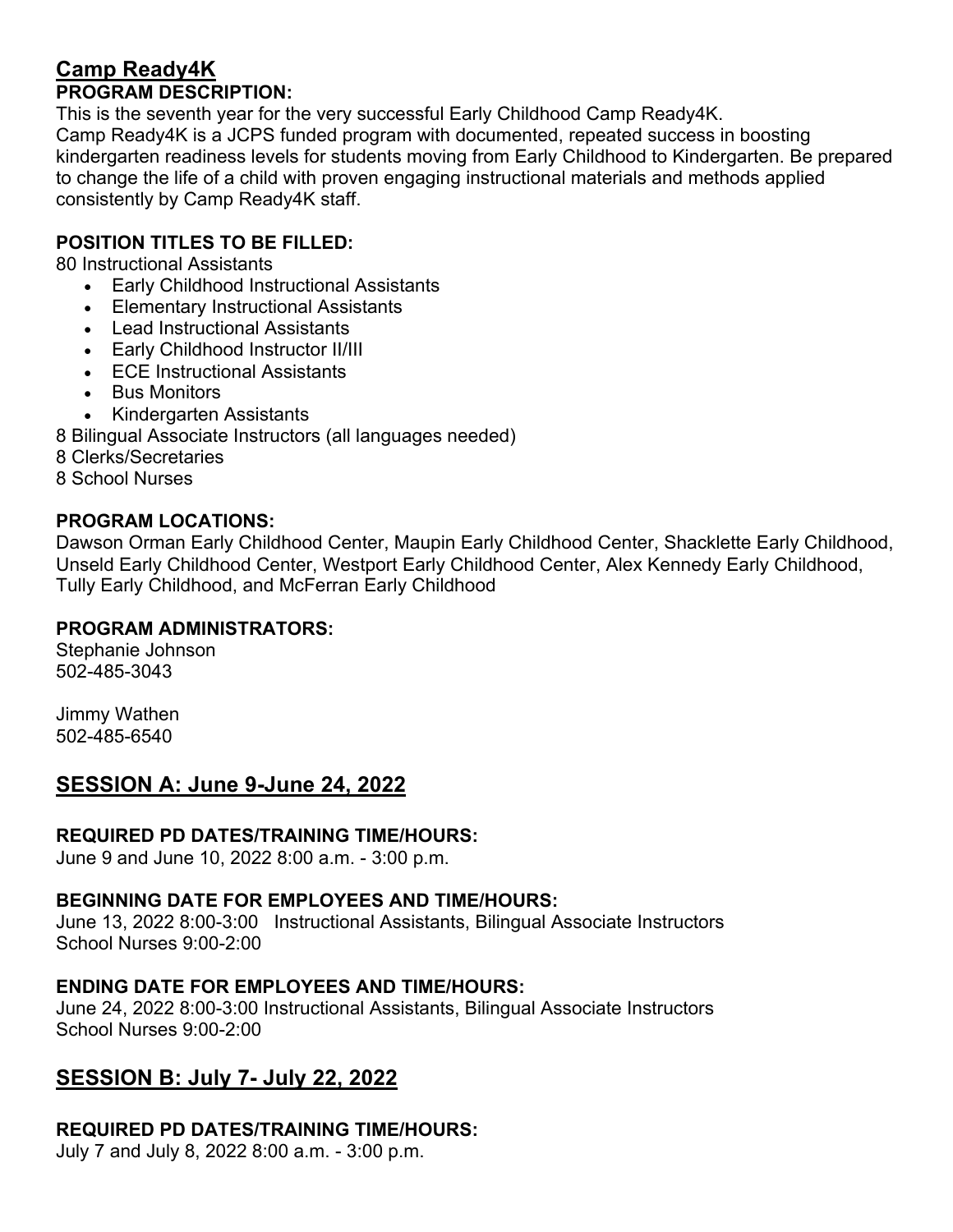## Camp Ready4K

**PROGRAM DESCRIPTION:**

This is the seventh year for the very successful Early Childhood Camp Ready4K.
Camp Ready4K is a JCPS funded program with documented, repeated success in boosting kindergarten readiness levels for students moving from Early Childhood to Kindergarten. Be prepared to change the life of a child with proven engaging instructional materials and methods applied consistently by Camp Ready4K staff.

**POSITION TITLES TO BE FILLED:**

80 Instructional Assistants

- Early Childhood Instructional Assistants
- Elementary Instructional Assistants
- Lead Instructional Assistants
- Early Childhood Instructor II/III
- ECE Instructional Assistants
- Bus Monitors
- Kindergarten Assistants

8 Bilingual Associate Instructors (all languages needed)
8 Clerks/Secretaries
8 School Nurses

**PROGRAM LOCATIONS:**

Dawson Orman Early Childhood Center, Maupin Early Childhood Center, Shacklette Early Childhood, Unseld Early Childhood Center, Westport Early Childhood Center, Alex Kennedy Early Childhood, Tully Early Childhood, and McFerran Early Childhood

**PROGRAM ADMINISTRATORS:**

Stephanie Johnson
502-485-3043

Jimmy Wathen
502-485-6540

## SESSION A: June 9-June 24, 2022

**REQUIRED PD DATES/TRAINING TIME/HOURS:**

June 9 and June 10, 2022 8:00 a.m. - 3:00 p.m.

**BEGINNING DATE FOR EMPLOYEES AND TIME/HOURS:**

June 13, 2022 8:00-3:00 Instructional Assistants, Bilingual Associate Instructors
School Nurses 9:00-2:00

**ENDING DATE FOR EMPLOYEES AND TIME/HOURS:**

June 24, 2022 8:00-3:00 Instructional Assistants, Bilingual Associate Instructors
School Nurses 9:00-2:00

## SESSION B: July 7- July 22, 2022

**REQUIRED PD DATES/TRAINING TIME/HOURS:**

July 7 and July 8, 2022 8:00 a.m. - 3:00 p.m.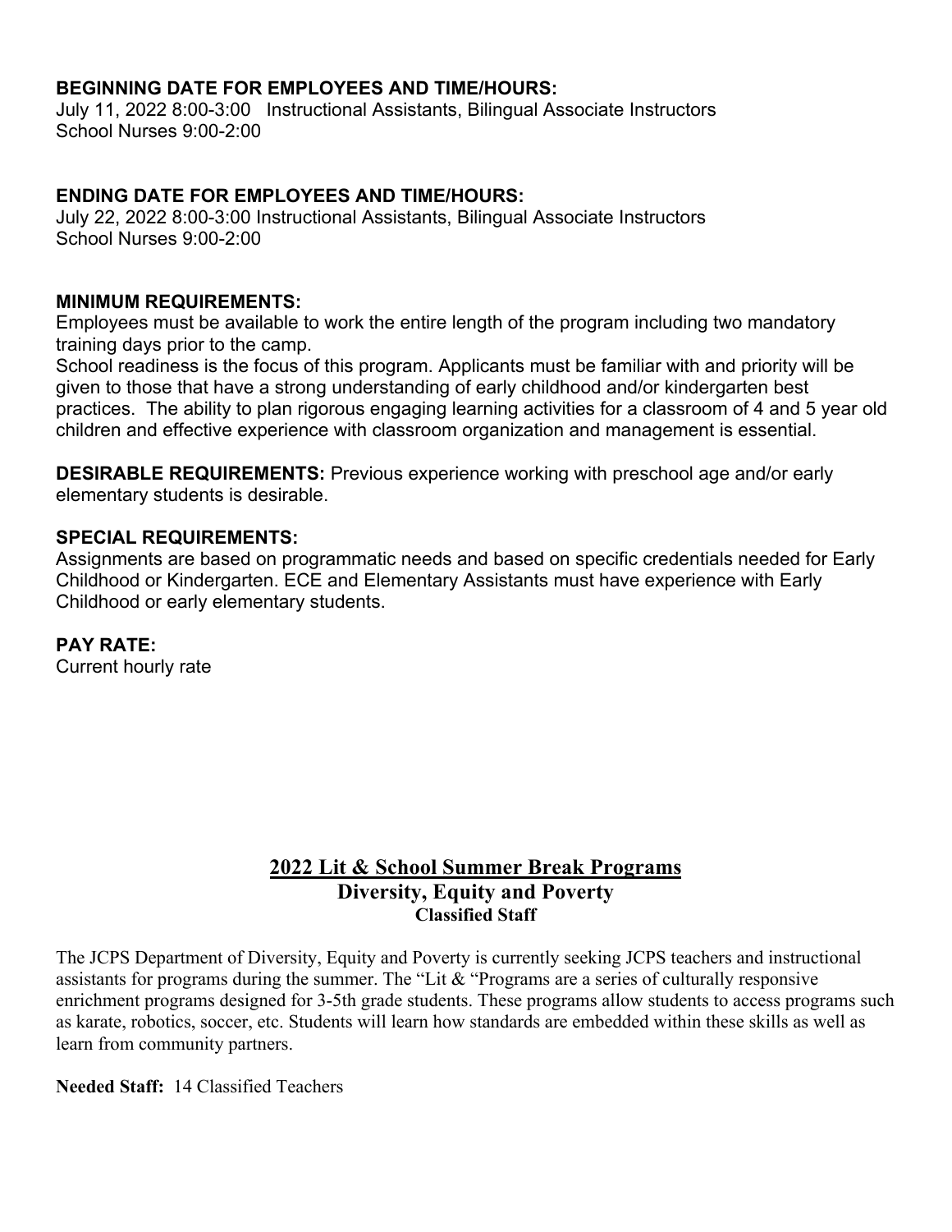**BEGINNING DATE FOR EMPLOYEES AND TIME/HOURS:**
July 11, 2022 8:00-3:00 Instructional Assistants, Bilingual Associate Instructors
School Nurses 9:00-2:00

**ENDING DATE FOR EMPLOYEES AND TIME/HOURS:**
July 22, 2022 8:00-3:00 Instructional Assistants, Bilingual Associate Instructors
School Nurses 9:00-2:00

**MINIMUM REQUIREMENTS:**
Employees must be available to work the entire length of the program including two mandatory training days prior to the camp.
School readiness is the focus of this program. Applicants must be familiar with and priority will be given to those that have a strong understanding of early childhood and/or kindergarten best practices. The ability to plan rigorous engaging learning activities for a classroom of 4 and 5 year old children and effective experience with classroom organization and management is essential.

**DESIRABLE REQUIREMENTS:** Previous experience working with preschool age and/or early elementary students is desirable.

**SPECIAL REQUIREMENTS:**
Assignments are based on programmatic needs and based on specific credentials needed for Early Childhood or Kindergarten. ECE and Elementary Assistants must have experience with Early Childhood or early elementary students.

**PAY RATE:**
Current hourly rate

## 2022 Lit & School Summer Break Programs
### Diversity, Equity and Poverty
#### Classified Staff

The JCPS Department of Diversity, Equity and Poverty is currently seeking JCPS teachers and instructional assistants for programs during the summer. The "Lit & "Programs are a series of culturally responsive enrichment programs designed for 3-5th grade students. These programs allow students to access programs such as karate, robotics, soccer, etc. Students will learn how standards are embedded within these skills as well as learn from community partners.

**Needed Staff:** 14 Classified Teachers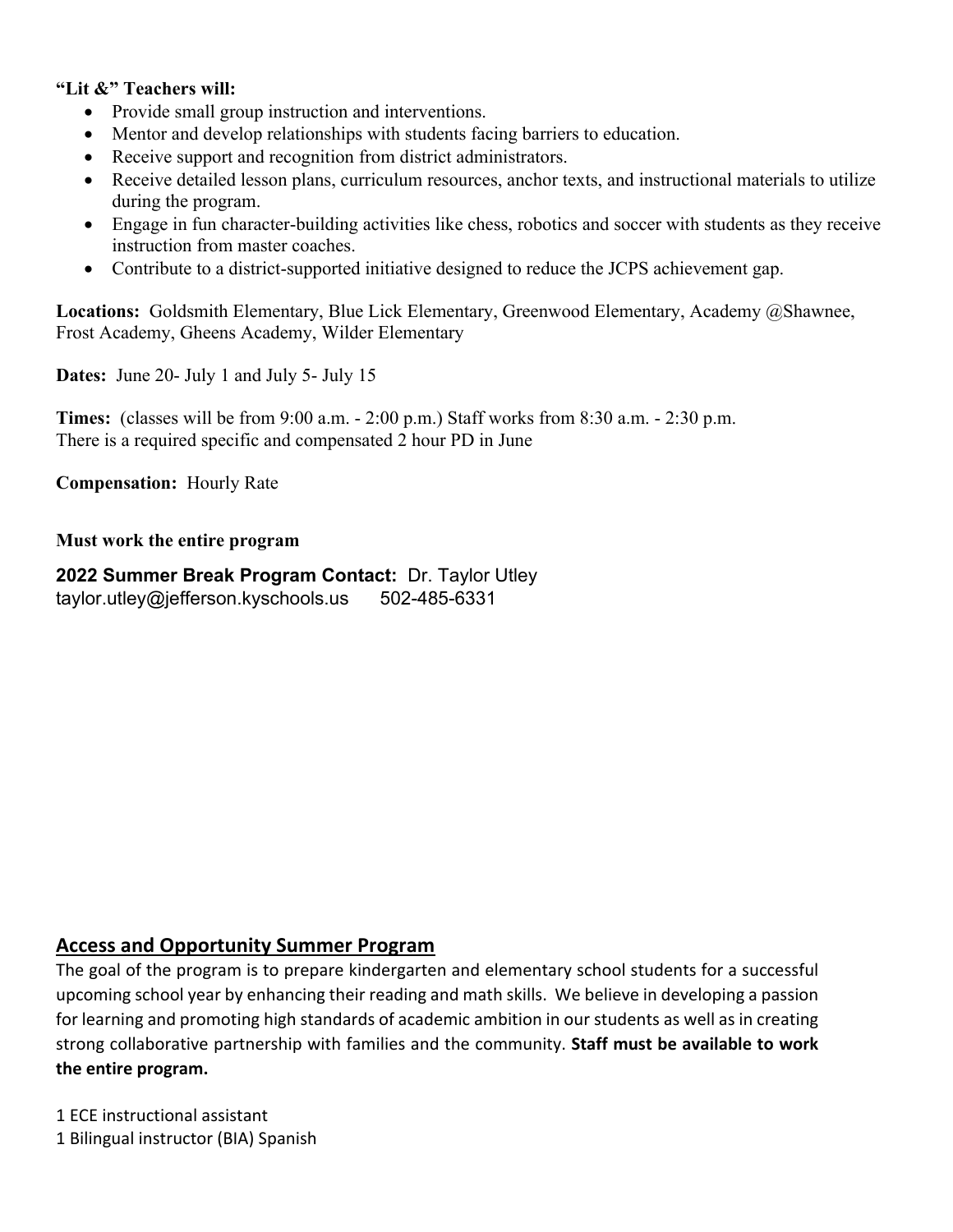**"Lit &" Teachers will:**

- Provide small group instruction and interventions.
- Mentor and develop relationships with students facing barriers to education.
- Receive support and recognition from district administrators.
- Receive detailed lesson plans, curriculum resources, anchor texts, and instructional materials to utilize during the program.
- Engage in fun character-building activities like chess, robotics and soccer with students as they receive instruction from master coaches.
- Contribute to a district-supported initiative designed to reduce the JCPS achievement gap.

**Locations:** Goldsmith Elementary, Blue Lick Elementary, Greenwood Elementary, Academy @Shawnee, Frost Academy, Gheens Academy, Wilder Elementary

**Dates:** June 20- July 1 and July 5- July 15

**Times:** (classes will be from 9:00 a.m. - 2:00 p.m.) Staff works from 8:30 a.m. - 2:30 p.m.
There is a required specific and compensated 2 hour PD in June

**Compensation:** Hourly Rate

**Must work the entire program**

**2022 Summer Break Program Contact:** Dr. Taylor Utley
taylor.utley@jefferson.kyschools.us 502-485-6331

## Access and Opportunity Summer Program

The goal of the program is to prepare kindergarten and elementary school students for a successful upcoming school year by enhancing their reading and math skills. We believe in developing a passion for learning and promoting high standards of academic ambition in our students as well as in creating strong collaborative partnership with families and the community. **Staff must be available to work the entire program.**

1 ECE instructional assistant
1 Bilingual instructor (BIA) Spanish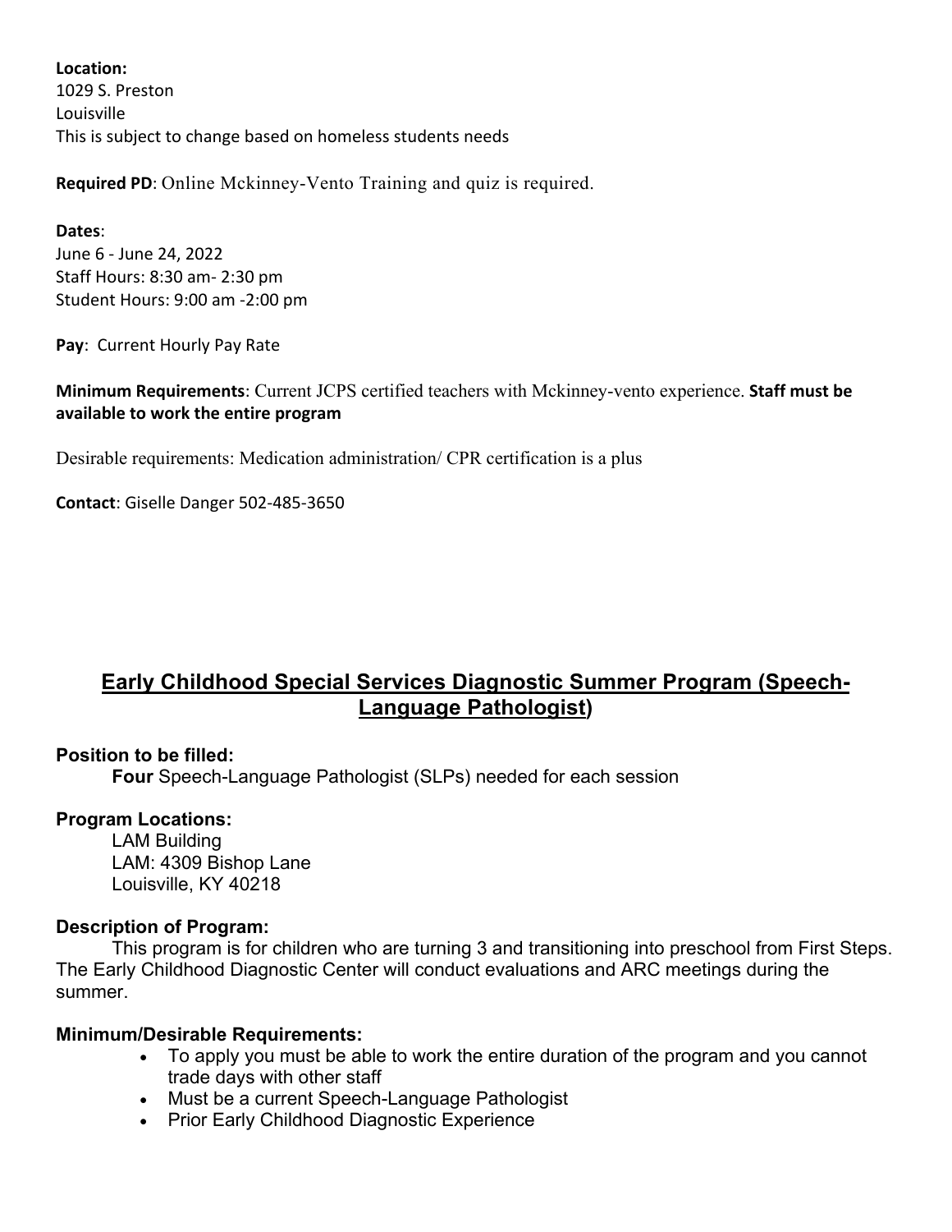**Location:**
1029 S. Preston
Louisville
This is subject to change based on homeless students needs

**Required PD**: Online Mckinney-Vento Training and quiz is required.

**Dates**:
June 6 - June 24, 2022
Staff Hours: 8:30 am- 2:30 pm
Student Hours: 9:00 am -2:00 pm

**Pay**: Current Hourly Pay Rate

**Minimum Requirements**: Current JCPS certified teachers with Mckinney-vento experience. **Staff must be available to work the entire program**

Desirable requirements: Medication administration/ CPR certification is a plus

**Contact**: Giselle Danger 502-485-3650

## Early Childhood Special Services Diagnostic Summer Program (Speech-Language Pathologist)

**Position to be filled:**

**Four** Speech-Language Pathologist (SLPs) needed for each session

**Program Locations:**

LAM Building
LAM: 4309 Bishop Lane
Louisville, KY 40218

**Description of Program:**

This program is for children who are turning 3 and transitioning into preschool from First Steps. The Early Childhood Diagnostic Center will conduct evaluations and ARC meetings during the summer.

**Minimum/Desirable Requirements:**

- To apply you must be able to work the entire duration of the program and you cannot trade days with other staff
- Must be a current Speech-Language Pathologist
- Prior Early Childhood Diagnostic Experience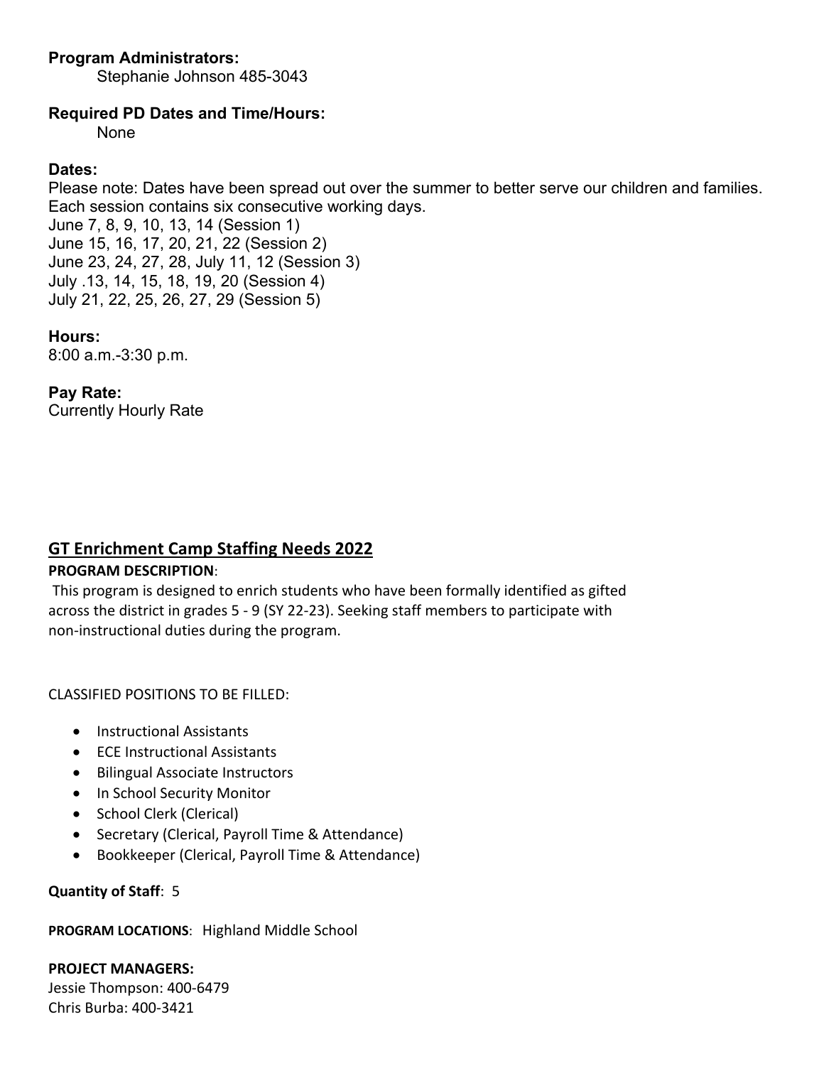**Program Administrators:**
Stephanie Johnson 485-3043

**Required PD Dates and Time/Hours:**
None

**Dates:**
Please note: Dates have been spread out over the summer to better serve our children and families. Each session contains six consecutive working days.
June 7, 8, 9, 10, 13, 14 (Session 1)
June 15, 16, 17, 20, 21, 22 (Session 2)
June 23, 24, 27, 28, July 11, 12 (Session 3)
July .13, 14, 15, 18, 19, 20 (Session 4)
July 21, 22, 25, 26, 27, 29 (Session 5)

**Hours:**
8:00 a.m.-3:30 p.m.

**Pay Rate:**
Currently Hourly Rate

## GT Enrichment Camp Staffing Needs 2022

**PROGRAM DESCRIPTION**:
This program is designed to enrich students who have been formally identified as gifted across the district in grades 5 - 9 (SY 22-23). Seeking staff members to participate with non-instructional duties during the program.

CLASSIFIED POSITIONS TO BE FILLED:

- Instructional Assistants
- ECE Instructional Assistants
- Bilingual Associate Instructors
- In School Security Monitor
- School Clerk (Clerical)
- Secretary (Clerical, Payroll Time & Attendance)
- Bookkeeper (Clerical, Payroll Time & Attendance)

**Quantity of Staff**: 5

**PROGRAM LOCATIONS**: Highland Middle School

**PROJECT MANAGERS:**
Jessie Thompson: 400-6479
Chris Burba: 400-3421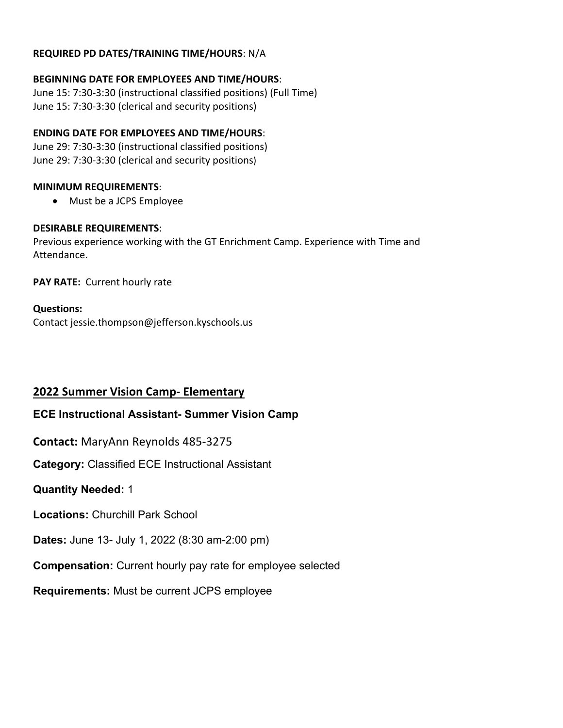**REQUIRED PD DATES/TRAINING TIME/HOURS**: N/A

**BEGINNING DATE FOR EMPLOYEES AND TIME/HOURS**:
June 15: 7:30-3:30 (instructional classified positions) (Full Time)
June 15: 7:30-3:30 (clerical and security positions)

**ENDING DATE FOR EMPLOYEES AND TIME/HOURS**:
June 29: 7:30-3:30 (instructional classified positions)
June 29: 7:30-3:30 (clerical and security positions)

**MINIMUM REQUIREMENTS**:

- Must be a JCPS Employee

**DESIRABLE REQUIREMENTS**:
Previous experience working with the GT Enrichment Camp. Experience with Time and Attendance.

**PAY RATE:** Current hourly rate

**Questions:**
Contact jessie.thompson@jefferson.kyschools.us

## 2022 Summer Vision Camp- Elementary

### ECE Instructional Assistant- Summer Vision Camp

**Contact:** MaryAnn Reynolds 485-3275

**Category:** Classified ECE Instructional Assistant

**Quantity Needed:** 1

**Locations:** Churchill Park School

**Dates:** June 13- July 1, 2022 (8:30 am-2:00 pm)

**Compensation:** Current hourly pay rate for employee selected

**Requirements:** Must be current JCPS employee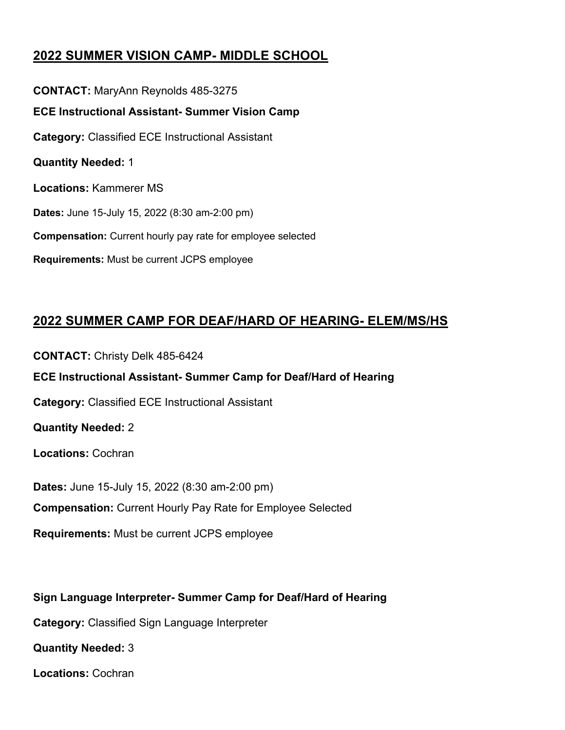## 2022 SUMMER VISION CAMP- MIDDLE SCHOOL

**CONTACT:** MaryAnn Reynolds 485-3275

**ECE Instructional Assistant- Summer Vision Camp**

**Category:** Classified ECE Instructional Assistant

**Quantity Needed:** 1

**Locations:** Kammerer MS

**Dates:** June 15-July 15, 2022 (8:30 am-2:00 pm)

**Compensation:** Current hourly pay rate for employee selected

**Requirements:** Must be current JCPS employee

## 2022 SUMMER CAMP FOR DEAF/HARD OF HEARING- ELEM/MS/HS

**CONTACT:** Christy Delk 485-6424

**ECE Instructional Assistant- Summer Camp for Deaf/Hard of Hearing**

**Category:** Classified ECE Instructional Assistant

**Quantity Needed:** 2

**Locations:** Cochran

**Dates:** June 15-July 15, 2022 (8:30 am-2:00 pm)

**Compensation:** Current Hourly Pay Rate for Employee Selected

**Requirements:** Must be current JCPS employee

**Sign Language Interpreter- Summer Camp for Deaf/Hard of Hearing**

**Category:** Classified Sign Language Interpreter

**Quantity Needed:** 3

**Locations:** Cochran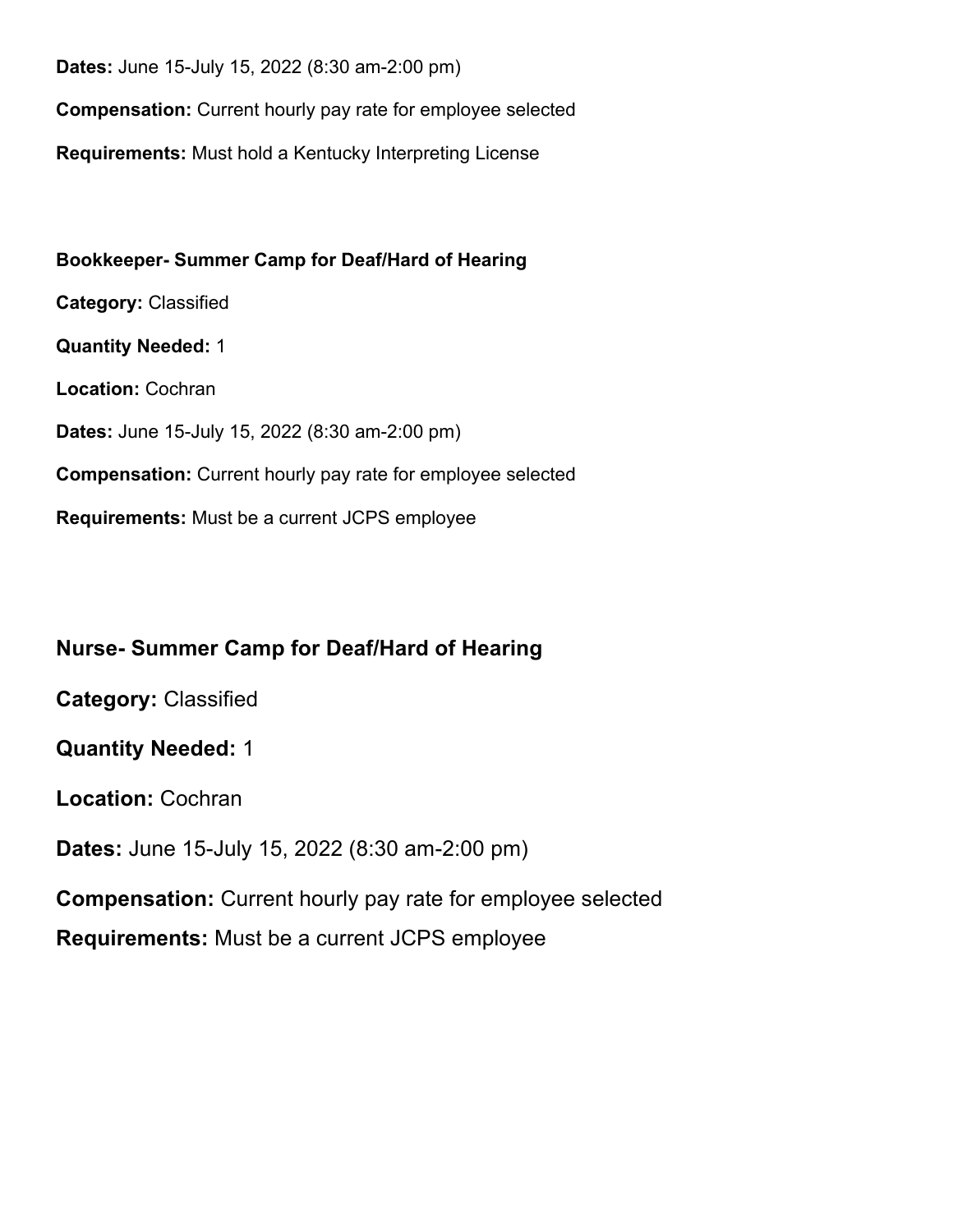**Dates:** June 15-July 15, 2022 (8:30 am-2:00 pm)

**Compensation:** Current hourly pay rate for employee selected

**Requirements:** Must hold a Kentucky Interpreting License

**Bookkeeper- Summer Camp for Deaf/Hard of Hearing**

**Category:** Classified

**Quantity Needed:** 1

**Location:** Cochran

**Dates:** June 15-July 15, 2022 (8:30 am-2:00 pm)

**Compensation:** Current hourly pay rate for employee selected

**Requirements:** Must be a current JCPS employee

### Nurse- Summer Camp for Deaf/Hard of Hearing

**Category:** Classified

**Quantity Needed:** 1

**Location:** Cochran

**Dates:** June 15-July 15, 2022 (8:30 am-2:00 pm)

**Compensation:** Current hourly pay rate for employee selected

**Requirements:** Must be a current JCPS employee